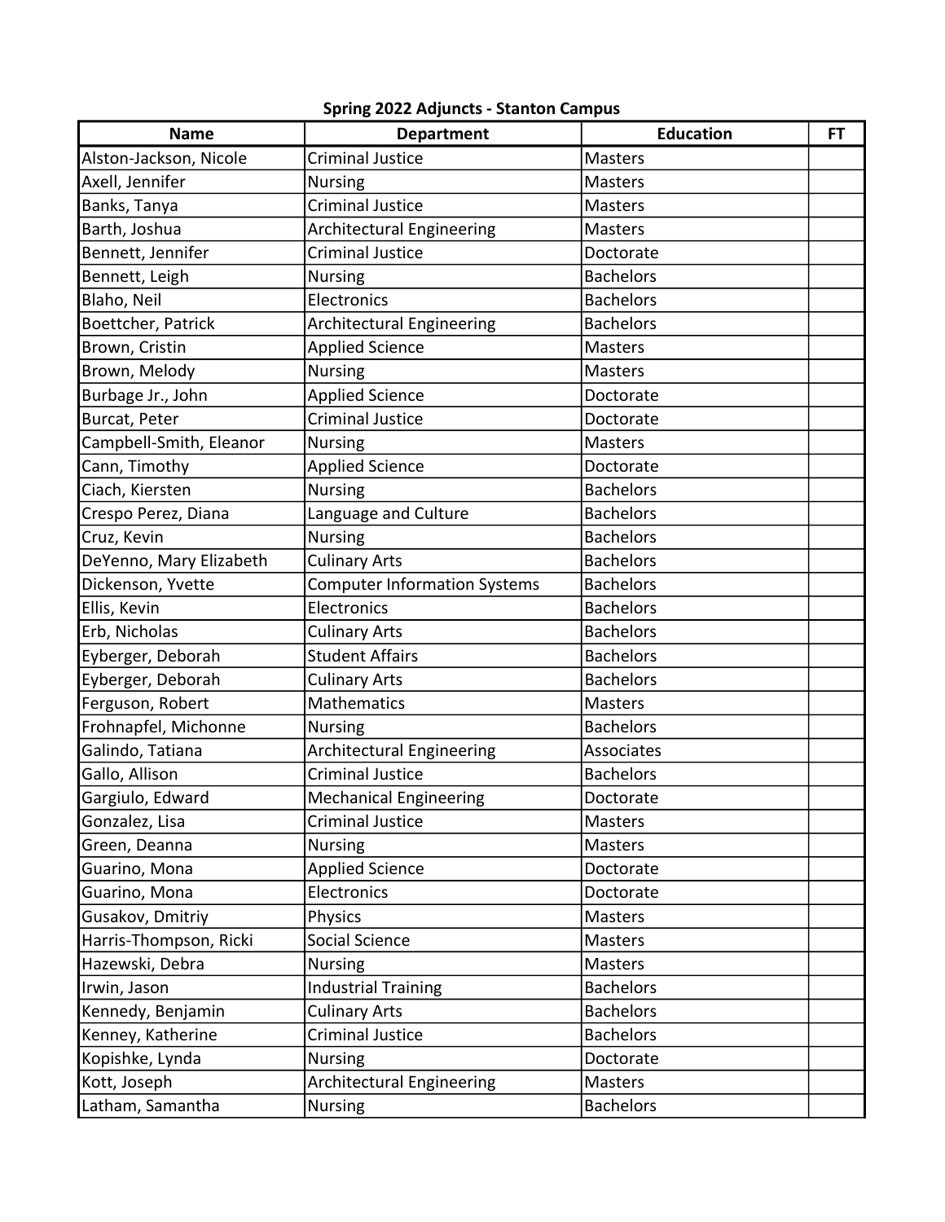**Spring 2022 Adjuncts - Stanton Campus**

| Name | Department | Education | FT |
|---|---|---|---|
| Alston-Jackson, Nicole | Criminal Justice | Masters | |
| Axell, Jennifer | Nursing | Masters | |
| Banks, Tanya | Criminal Justice | Masters | |
| Barth, Joshua | Architectural Engineering | Masters | |
| Bennett, Jennifer | Criminal Justice | Doctorate | |
| Bennett, Leigh | Nursing | Bachelors | |
| Blaho, Neil | Electronics | Bachelors | |
| Boettcher, Patrick | Architectural Engineering | Bachelors | |
| Brown, Cristin | Applied Science | Masters | |
| Brown, Melody | Nursing | Masters | |
| Burbage Jr., John | Applied Science | Doctorate | |
| Burcat, Peter | Criminal Justice | Doctorate | |
| Campbell-Smith, Eleanor | Nursing | Masters | |
| Cann, Timothy | Applied Science | Doctorate | |
| Ciach, Kiersten | Nursing | Bachelors | |
| Crespo Perez, Diana | Language and Culture | Bachelors | |
| Cruz, Kevin | Nursing | Bachelors | |
| DeYenno, Mary Elizabeth | Culinary Arts | Bachelors | |
| Dickenson, Yvette | Computer Information Systems | Bachelors | |
| Ellis, Kevin | Electronics | Bachelors | |
| Erb, Nicholas | Culinary Arts | Bachelors | |
| Eyberger, Deborah | Student Affairs | Bachelors | |
| Eyberger, Deborah | Culinary Arts | Bachelors | |
| Ferguson, Robert | Mathematics | Masters | |
| Frohnapfel, Michonne | Nursing | Bachelors | |
| Galindo, Tatiana | Architectural Engineering | Associates | |
| Gallo, Allison | Criminal Justice | Bachelors | |
| Gargiulo, Edward | Mechanical Engineering | Doctorate | |
| Gonzalez, Lisa | Criminal Justice | Masters | |
| Green, Deanna | Nursing | Masters | |
| Guarino, Mona | Applied Science | Doctorate | |
| Guarino, Mona | Electronics | Doctorate | |
| Gusakov, Dmitriy | Physics | Masters | |
| Harris-Thompson, Ricki | Social Science | Masters | |
| Hazewski, Debra | Nursing | Masters | |
| Irwin, Jason | Industrial Training | Bachelors | |
| Kennedy, Benjamin | Culinary Arts | Bachelors | |
| Kenney, Katherine | Criminal Justice | Bachelors | |
| Kopishke, Lynda | Nursing | Doctorate | |
| Kott, Joseph | Architectural Engineering | Masters | |
| Latham, Samantha | Nursing | Bachelors | |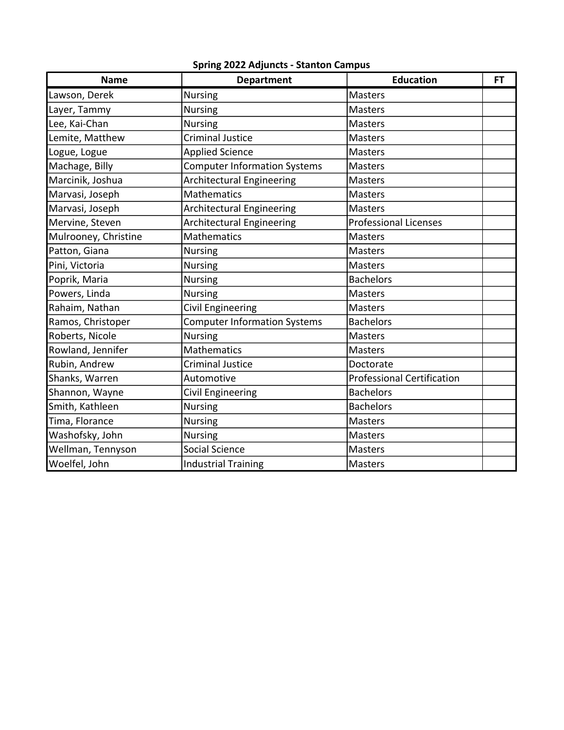**Spring 2022 Adjuncts - Stanton Campus**

| Name | Department | Education | FT |
|---|---|---|---|
| Lawson, Derek | Nursing | Masters | |
| Layer, Tammy | Nursing | Masters | |
| Lee, Kai-Chan | Nursing | Masters | |
| Lemite, Matthew | Criminal Justice | Masters | |
| Logue, Logue | Applied Science | Masters | |
| Machage, Billy | Computer Information Systems | Masters | |
| Marcinik, Joshua | Architectural Engineering | Masters | |
| Marvasi, Joseph | Mathematics | Masters | |
| Marvasi, Joseph | Architectural Engineering | Masters | |
| Mervine, Steven | Architectural Engineering | Professional Licenses | |
| Mulrooney, Christine | Mathematics | Masters | |
| Patton, Giana | Nursing | Masters | |
| Pini, Victoria | Nursing | Masters | |
| Poprik, Maria | Nursing | Bachelors | |
| Powers, Linda | Nursing | Masters | |
| Rahaim, Nathan | Civil Engineering | Masters | |
| Ramos, Christoper | Computer Information Systems | Bachelors | |
| Roberts, Nicole | Nursing | Masters | |
| Rowland, Jennifer | Mathematics | Masters | |
| Rubin, Andrew | Criminal Justice | Doctorate | |
| Shanks, Warren | Automotive | Professional Certification | |
| Shannon, Wayne | Civil Engineering | Bachelors | |
| Smith, Kathleen | Nursing | Bachelors | |
| Tima, Florance | Nursing | Masters | |
| Washofsky, John | Nursing | Masters | |
| Wellman, Tennyson | Social Science | Masters | |
| Woelfel, John | Industrial Training | Masters | |